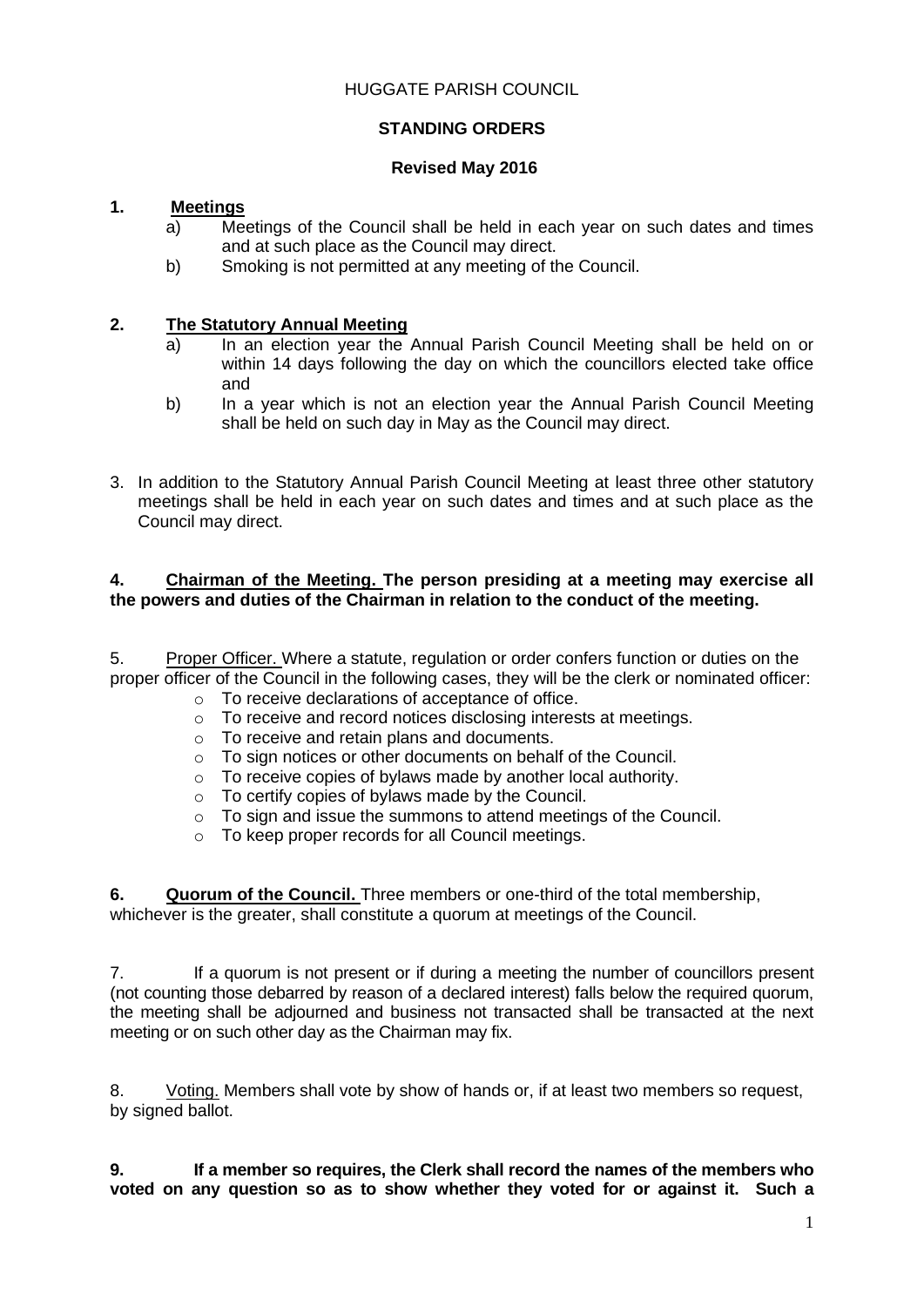HUGGATE PARISH COUNCIL

**STANDING ORDERS**

**Revised May 2016**

**1. Meetings**

a) Meetings of the Council shall be held in each year on such dates and times and at such place as the Council may direct.

b) Smoking is not permitted at any meeting of the Council.

**2. The Statutory Annual Meeting**

a) In an election year the Annual Parish Council Meeting shall be held on or within 14 days following the day on which the councillors elected take office and

b) In a year which is not an election year the Annual Parish Council Meeting shall be held on such day in May as the Council may direct.

3. In addition to the Statutory Annual Parish Council Meeting at least three other statutory meetings shall be held in each year on such dates and times and at such place as the Council may direct.

**4. Chairman of the Meeting. The person presiding at a meeting may exercise all the powers and duties of the Chairman in relation to the conduct of the meeting.**

5. Proper Officer. Where a statute, regulation or order confers function or duties on the proper officer of the Council in the following cases, they will be the clerk or nominated officer:

- To receive declarations of acceptance of office.
- To receive and record notices disclosing interests at meetings.
- To receive and retain plans and documents.
- To sign notices or other documents on behalf of the Council.
- To receive copies of bylaws made by another local authority.
- To certify copies of bylaws made by the Council.
- To sign and issue the summons to attend meetings of the Council.
- To keep proper records for all Council meetings.

**6. Quorum of the Council.** Three members or one-third of the total membership, whichever is the greater, shall constitute a quorum at meetings of the Council.

7. If a quorum is not present or if during a meeting the number of councillors present (not counting those debarred by reason of a declared interest) falls below the required quorum, the meeting shall be adjourned and business not transacted shall be transacted at the next meeting or on such other day as the Chairman may fix.

8. Voting. Members shall vote by show of hands or, if at least two members so request, by signed ballot.

**9. If a member so requires, the Clerk shall record the names of the members who voted on any question so as to show whether they voted for or against it. Such a**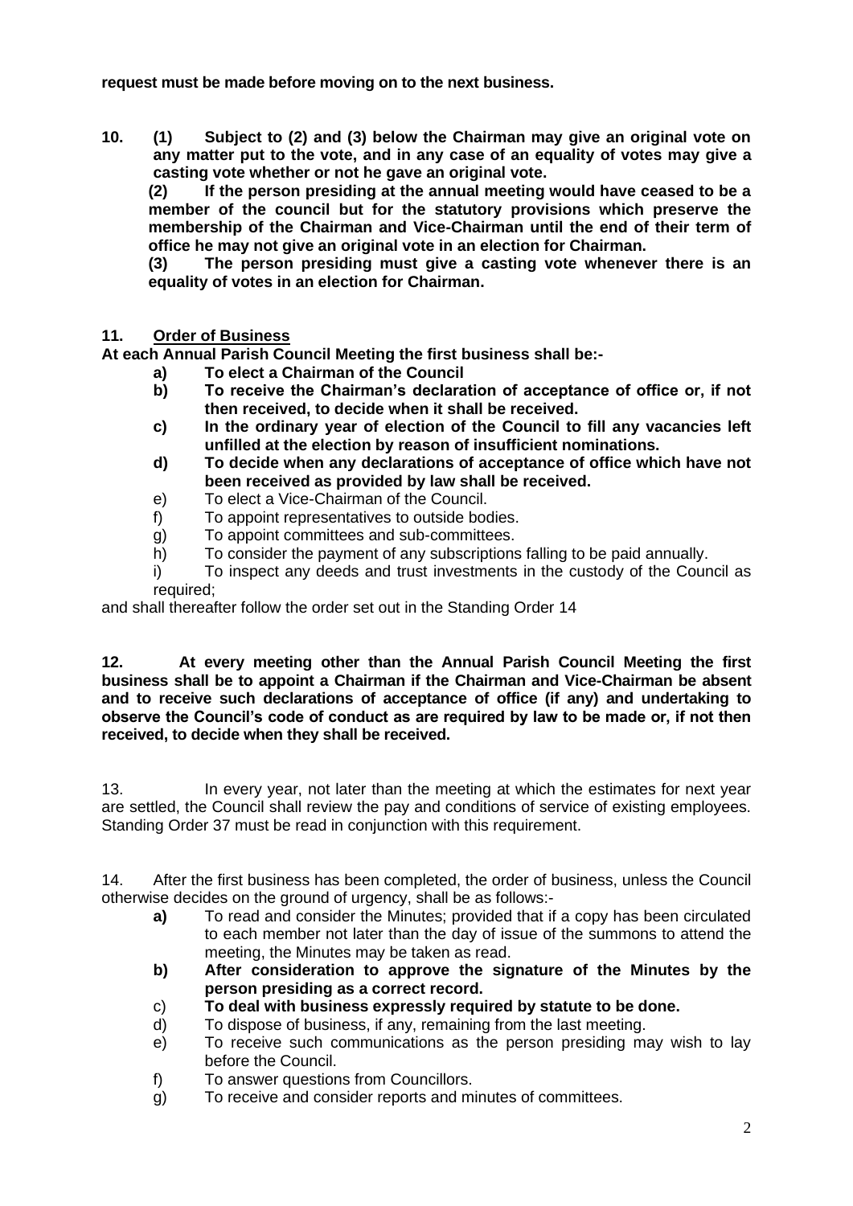**request must be made before moving on to the next business.**

**10. (1) Subject to (2) and (3) below the Chairman may give an original vote on any matter put to the vote, and in any case of an equality of votes may give a casting vote whether or not he gave an original vote.**

**(2) If the person presiding at the annual meeting would have ceased to be a member of the council but for the statutory provisions which preserve the membership of the Chairman and Vice-Chairman until the end of their term of office he may not give an original vote in an election for Chairman.**

**(3) The person presiding must give a casting vote whenever there is an equality of votes in an election for Chairman.**

**11. <u>Order of Business</u>**

**At each Annual Parish Council Meeting the first business shall be:-**

- **a) To elect a Chairman of the Council**
- **b) To receive the Chairman's declaration of acceptance of office or, if not then received, to decide when it shall be received.**
- **c) In the ordinary year of election of the Council to fill any vacancies left unfilled at the election by reason of insufficient nominations.**
- **d) To decide when any declarations of acceptance of office which have not been received as provided by law shall be received.**
- e) To elect a Vice-Chairman of the Council.
- f) To appoint representatives to outside bodies.
- g) To appoint committees and sub-committees.
- h) To consider the payment of any subscriptions falling to be paid annually.
- i) To inspect any deeds and trust investments in the custody of the Council as required;

and shall thereafter follow the order set out in the Standing Order 14

**12. At every meeting other than the Annual Parish Council Meeting the first business shall be to appoint a Chairman if the Chairman and Vice-Chairman be absent and to receive such declarations of acceptance of office (if any) and undertaking to observe the Council's code of conduct as are required by law to be made or, if not then received, to decide when they shall be received.**

13. In every year, not later than the meeting at which the estimates for next year are settled, the Council shall review the pay and conditions of service of existing employees. Standing Order 37 must be read in conjunction with this requirement.

14. After the first business has been completed, the order of business, unless the Council otherwise decides on the ground of urgency, shall be as follows:-

- **a)** To read and consider the Minutes; provided that if a copy has been circulated to each member not later than the day of issue of the summons to attend the meeting, the Minutes may be taken as read.
- **b) After consideration to approve the signature of the Minutes by the person presiding as a correct record.**
- c) **To deal with business expressly required by statute to be done.**
- d) To dispose of business, if any, remaining from the last meeting.
- e) To receive such communications as the person presiding may wish to lay before the Council.
- f) To answer questions from Councillors.
- g) To receive and consider reports and minutes of committees.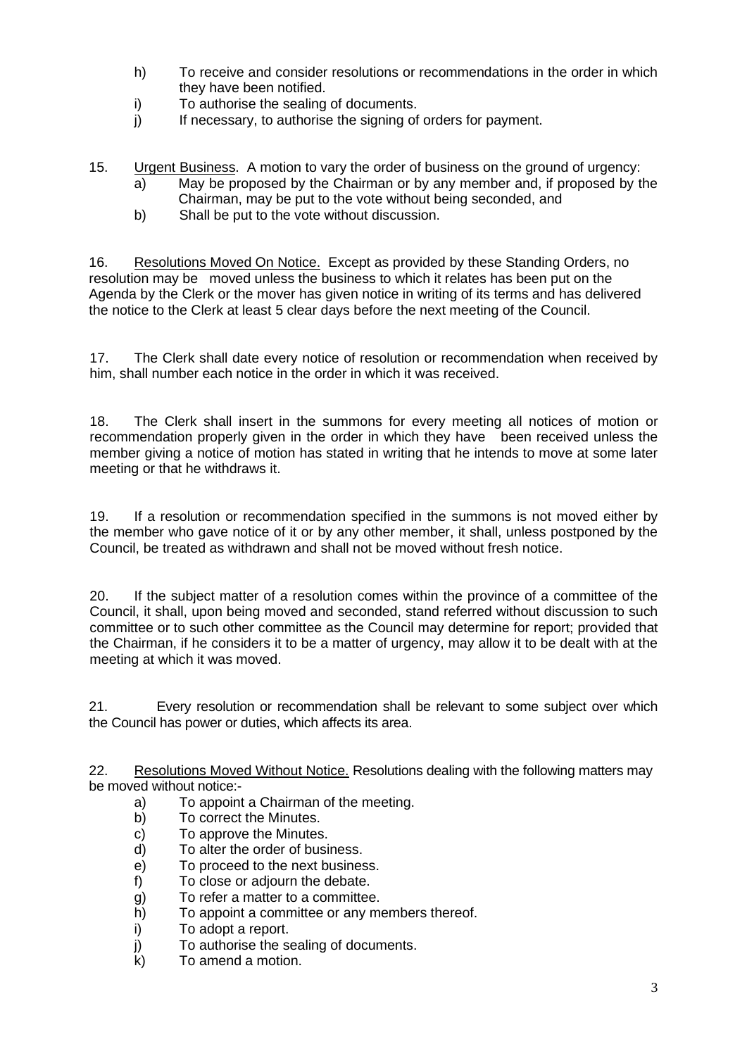h) To receive and consider resolutions or recommendations in the order in which they have been notified.

i) To authorise the sealing of documents.

j) If necessary, to authorise the signing of orders for payment.

15. Urgent Business. A motion to vary the order of business on the ground of urgency:

a) May be proposed by the Chairman or by any member and, if proposed by the Chairman, may be put to the vote without being seconded, and

b) Shall be put to the vote without discussion.

16. Resolutions Moved On Notice. Except as provided by these Standing Orders, no resolution may be moved unless the business to which it relates has been put on the Agenda by the Clerk or the mover has given notice in writing of its terms and has delivered the notice to the Clerk at least 5 clear days before the next meeting of the Council.

17. The Clerk shall date every notice of resolution or recommendation when received by him, shall number each notice in the order in which it was received.

18. The Clerk shall insert in the summons for every meeting all notices of motion or recommendation properly given in the order in which they have been received unless the member giving a notice of motion has stated in writing that he intends to move at some later meeting or that he withdraws it.

19. If a resolution or recommendation specified in the summons is not moved either by the member who gave notice of it or by any other member, it shall, unless postponed by the Council, be treated as withdrawn and shall not be moved without fresh notice.

20. If the subject matter of a resolution comes within the province of a committee of the Council, it shall, upon being moved and seconded, stand referred without discussion to such committee or to such other committee as the Council may determine for report; provided that the Chairman, if he considers it to be a matter of urgency, may allow it to be dealt with at the meeting at which it was moved.

21. Every resolution or recommendation shall be relevant to some subject over which the Council has power or duties, which affects its area.

22. Resolutions Moved Without Notice. Resolutions dealing with the following matters may be moved without notice:-

a) To appoint a Chairman of the meeting.

b) To correct the Minutes.

c) To approve the Minutes.

d) To alter the order of business.

e) To proceed to the next business.

f) To close or adjourn the debate.

g) To refer a matter to a committee.

h) To appoint a committee or any members thereof.

i) To adopt a report.

j) To authorise the sealing of documents.

k) To amend a motion.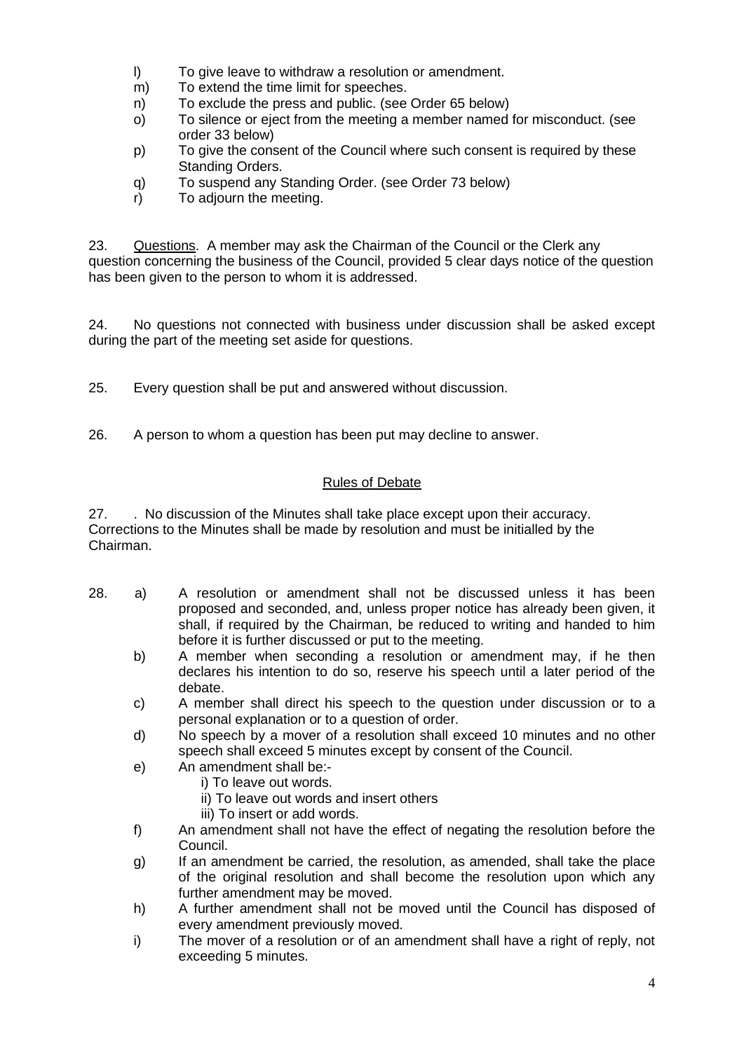l) To give leave to withdraw a resolution or amendment.
m) To extend the time limit for speeches.
n) To exclude the press and public. (see Order 65 below)
o) To silence or eject from the meeting a member named for misconduct. (see order 33 below)
p) To give the consent of the Council where such consent is required by these Standing Orders.
q) To suspend any Standing Order. (see Order 73 below)
r) To adjourn the meeting.

23. Questions. A member may ask the Chairman of the Council or the Clerk any question concerning the business of the Council, provided 5 clear days notice of the question has been given to the person to whom it is addressed.

24. No questions not connected with business under discussion shall be asked except during the part of the meeting set aside for questions.

25. Every question shall be put and answered without discussion.

26. A person to whom a question has been put may decline to answer.

## Rules of Debate

27. . No discussion of the Minutes shall take place except upon their accuracy. Corrections to the Minutes shall be made by resolution and must be initialled by the Chairman.

28. a) A resolution or amendment shall not be discussed unless it has been proposed and seconded, and, unless proper notice has already been given, it shall, if required by the Chairman, be reduced to writing and handed to him before it is further discussed or put to the meeting.
b) A member when seconding a resolution or amendment may, if he then declares his intention to do so, reserve his speech until a later period of the debate.
c) A member shall direct his speech to the question under discussion or to a personal explanation or to a question of order.
d) No speech by a mover of a resolution shall exceed 10 minutes and no other speech shall exceed 5 minutes except by consent of the Council.
e) An amendment shall be:-
   i) To leave out words.
   ii) To leave out words and insert others
   iii) To insert or add words.
f) An amendment shall not have the effect of negating the resolution before the Council.
g) If an amendment be carried, the resolution, as amended, shall take the place of the original resolution and shall become the resolution upon which any further amendment may be moved.
h) A further amendment shall not be moved until the Council has disposed of every amendment previously moved.
i) The mover of a resolution or of an amendment shall have a right of reply, not exceeding 5 minutes.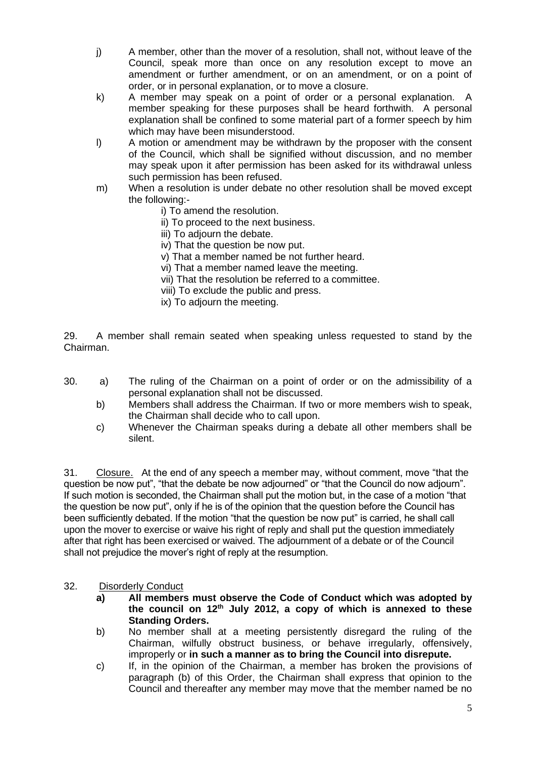j) A member, other than the mover of a resolution, shall not, without leave of the Council, speak more than once on any resolution except to move an amendment or further amendment, or on an amendment, or on a point of order, or in personal explanation, or to move a closure.

k) A member may speak on a point of order or a personal explanation. A member speaking for these purposes shall be heard forthwith. A personal explanation shall be confined to some material part of a former speech by him which may have been misunderstood.

l) A motion or amendment may be withdrawn by the proposer with the consent of the Council, which shall be signified without discussion, and no member may speak upon it after permission has been asked for its withdrawal unless such permission has been refused.

m) When a resolution is under debate no other resolution shall be moved except the following:-

   i) To amend the resolution.
   ii) To proceed to the next business.
   iii) To adjourn the debate.
   iv) That the question be now put.
   v) That a member named be not further heard.
   vi) That a member named leave the meeting.
   vii) That the resolution be referred to a committee.
   viii) To exclude the public and press.
   ix) To adjourn the meeting.

29. A member shall remain seated when speaking unless requested to stand by the Chairman.

30. a) The ruling of the Chairman on a point of order or on the admissibility of a personal explanation shall not be discussed.

b) Members shall address the Chairman. If two or more members wish to speak, the Chairman shall decide who to call upon.

c) Whenever the Chairman speaks during a debate all other members shall be silent.

31. Closure. At the end of any speech a member may, without comment, move "that the question be now put", "that the debate be now adjourned" or "that the Council do now adjourn". If such motion is seconded, the Chairman shall put the motion but, in the case of a motion "that the question be now put", only if he is of the opinion that the question before the Council has been sufficiently debated. If the motion "that the question be now put" is carried, he shall call upon the mover to exercise or waive his right of reply and shall put the question immediately after that right has been exercised or waived. The adjournment of a debate or of the Council shall not prejudice the mover's right of reply at the resumption.

32. Disorderly Conduct

**a) All members must observe the Code of Conduct which was adopted by the council on 12th July 2012, a copy of which is annexed to these Standing Orders.**

b) No member shall at a meeting persistently disregard the ruling of the Chairman, wilfully obstruct business, or behave irregularly, offensively, improperly or **in such a manner as to bring the Council into disrepute.**

c) If, in the opinion of the Chairman, a member has broken the provisions of paragraph (b) of this Order, the Chairman shall express that opinion to the Council and thereafter any member may move that the member named be no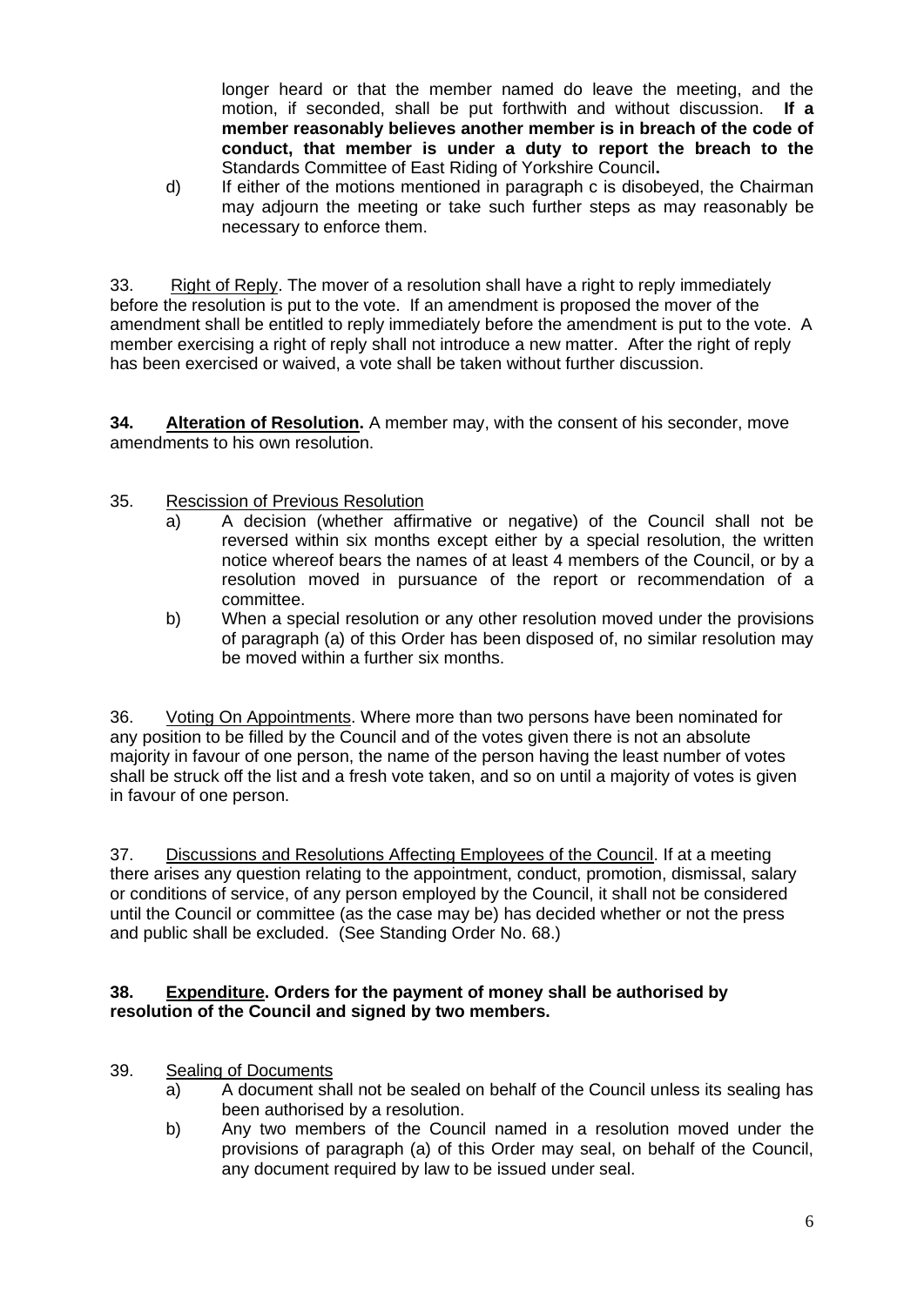longer heard or that the member named do leave the meeting, and the motion, if seconded, shall be put forthwith and without discussion. **If a member reasonably believes another member is in breach of the code of conduct, that member is under a duty to report the breach to the** Standards Committee of East Riding of Yorkshire Council**.**

d) If either of the motions mentioned in paragraph c is disobeyed, the Chairman may adjourn the meeting or take such further steps as may reasonably be necessary to enforce them.

33. Right of Reply. The mover of a resolution shall have a right to reply immediately before the resolution is put to the vote. If an amendment is proposed the mover of the amendment shall be entitled to reply immediately before the amendment is put to the vote. A member exercising a right of reply shall not introduce a new matter. After the right of reply has been exercised or waived, a vote shall be taken without further discussion.

**34. Alteration of Resolution.** A member may, with the consent of his seconder, move amendments to his own resolution.

35. Rescission of Previous Resolution

a) A decision (whether affirmative or negative) of the Council shall not be reversed within six months except either by a special resolution, the written notice whereof bears the names of at least 4 members of the Council, or by a resolution moved in pursuance of the report or recommendation of a committee.

b) When a special resolution or any other resolution moved under the provisions of paragraph (a) of this Order has been disposed of, no similar resolution may be moved within a further six months.

36. Voting On Appointments. Where more than two persons have been nominated for any position to be filled by the Council and of the votes given there is not an absolute majority in favour of one person, the name of the person having the least number of votes shall be struck off the list and a fresh vote taken, and so on until a majority of votes is given in favour of one person.

37. Discussions and Resolutions Affecting Employees of the Council. If at a meeting there arises any question relating to the appointment, conduct, promotion, dismissal, salary or conditions of service, of any person employed by the Council, it shall not be considered until the Council or committee (as the case may be) has decided whether or not the press and public shall be excluded. (See Standing Order No. 68.)

**38. Expenditure. Orders for the payment of money shall be authorised by resolution of the Council and signed by two members.**

39. Sealing of Documents

a) A document shall not be sealed on behalf of the Council unless its sealing has been authorised by a resolution.

b) Any two members of the Council named in a resolution moved under the provisions of paragraph (a) of this Order may seal, on behalf of the Council, any document required by law to be issued under seal.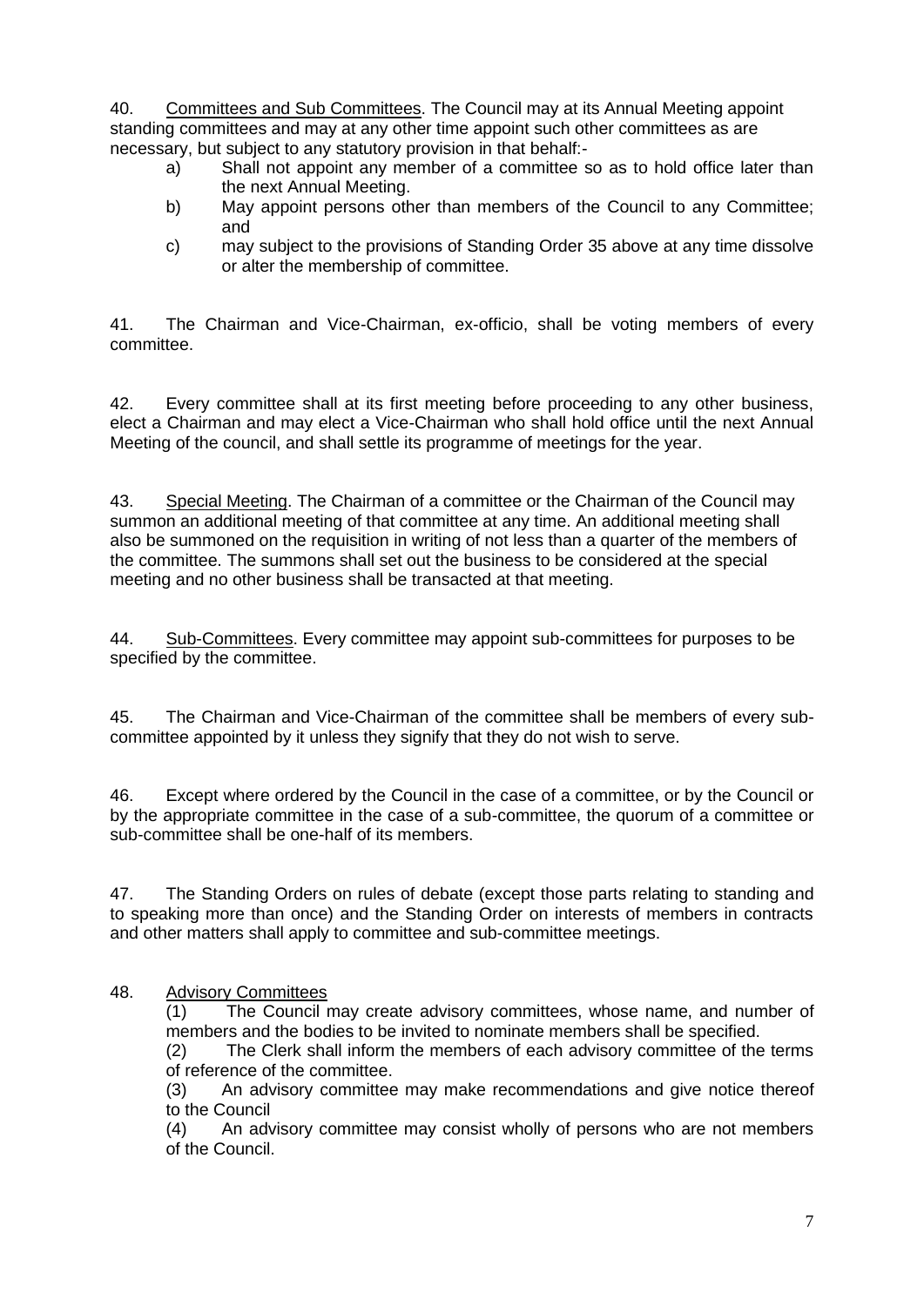40. Committees and Sub Committees. The Council may at its Annual Meeting appoint standing committees and may at any other time appoint such other committees as are necessary, but subject to any statutory provision in that behalf:-

a) Shall not appoint any member of a committee so as to hold office later than the next Annual Meeting.

b) May appoint persons other than members of the Council to any Committee; and

c) may subject to the provisions of Standing Order 35 above at any time dissolve or alter the membership of committee.

41. The Chairman and Vice-Chairman, ex-officio, shall be voting members of every committee.

42. Every committee shall at its first meeting before proceeding to any other business, elect a Chairman and may elect a Vice-Chairman who shall hold office until the next Annual Meeting of the council, and shall settle its programme of meetings for the year.

43. Special Meeting. The Chairman of a committee or the Chairman of the Council may summon an additional meeting of that committee at any time. An additional meeting shall also be summoned on the requisition in writing of not less than a quarter of the members of the committee. The summons shall set out the business to be considered at the special meeting and no other business shall be transacted at that meeting.

44. Sub-Committees. Every committee may appoint sub-committees for purposes to be specified by the committee.

45. The Chairman and Vice-Chairman of the committee shall be members of every sub-committee appointed by it unless they signify that they do not wish to serve.

46. Except where ordered by the Council in the case of a committee, or by the Council or by the appropriate committee in the case of a sub-committee, the quorum of a committee or sub-committee shall be one-half of its members.

47. The Standing Orders on rules of debate (except those parts relating to standing and to speaking more than once) and the Standing Order on interests of members in contracts and other matters shall apply to committee and sub-committee meetings.

48. Advisory Committees

(1) The Council may create advisory committees, whose name, and number of members and the bodies to be invited to nominate members shall be specified.

(2) The Clerk shall inform the members of each advisory committee of the terms of reference of the committee.

(3) An advisory committee may make recommendations and give notice thereof to the Council

(4) An advisory committee may consist wholly of persons who are not members of the Council.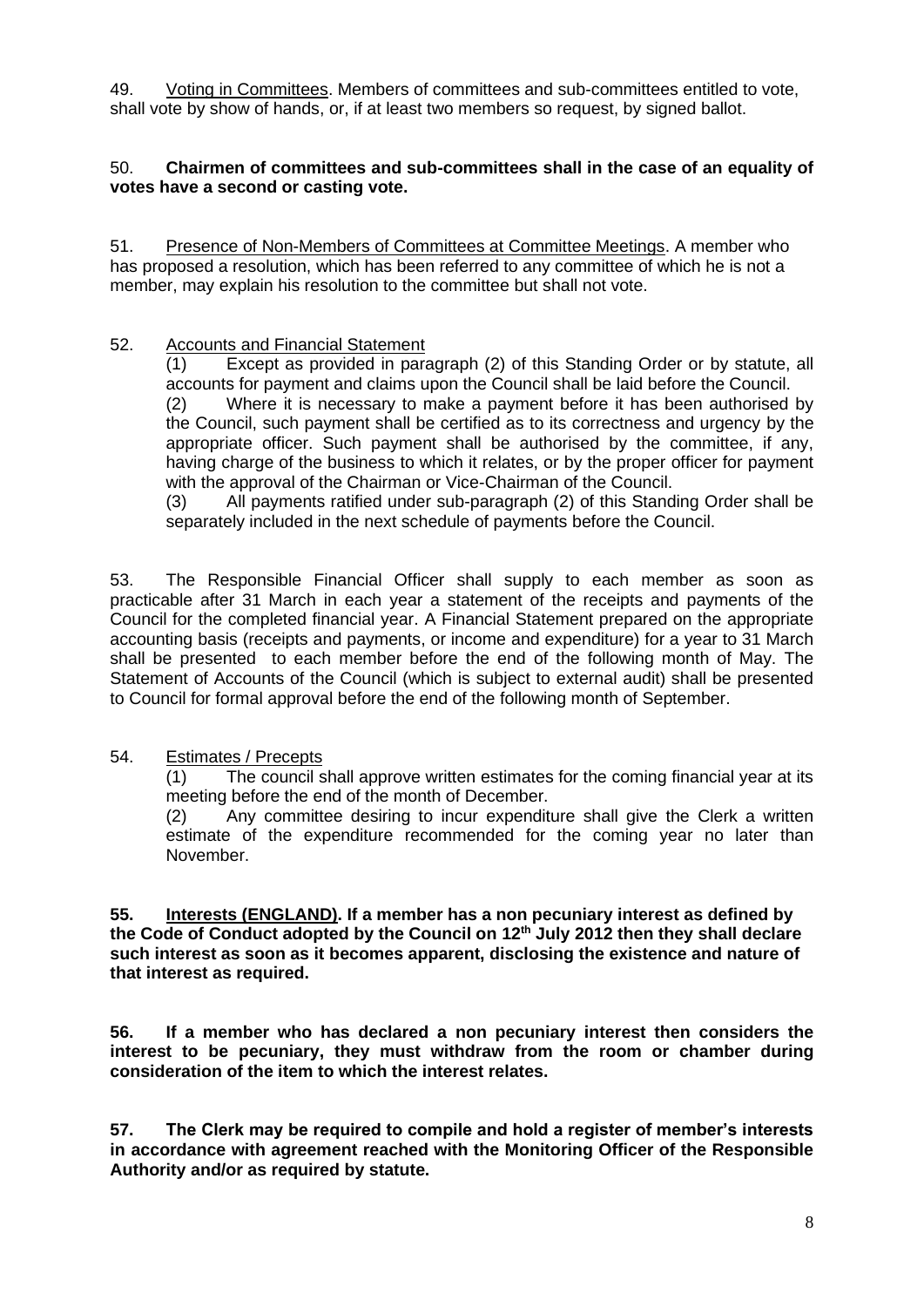49. Voting in Committees. Members of committees and sub-committees entitled to vote, shall vote by show of hands, or, if at least two members so request, by signed ballot.

50. **Chairmen of committees and sub-committees shall in the case of an equality of votes have a second or casting vote.**

51. Presence of Non-Members of Committees at Committee Meetings. A member who has proposed a resolution, which has been referred to any committee of which he is not a member, may explain his resolution to the committee but shall not vote.

52. Accounts and Financial Statement

(1) Except as provided in paragraph (2) of this Standing Order or by statute, all accounts for payment and claims upon the Council shall be laid before the Council.

(2) Where it is necessary to make a payment before it has been authorised by the Council, such payment shall be certified as to its correctness and urgency by the appropriate officer. Such payment shall be authorised by the committee, if any, having charge of the business to which it relates, or by the proper officer for payment with the approval of the Chairman or Vice-Chairman of the Council.

(3) All payments ratified under sub-paragraph (2) of this Standing Order shall be separately included in the next schedule of payments before the Council.

53. The Responsible Financial Officer shall supply to each member as soon as practicable after 31 March in each year a statement of the receipts and payments of the Council for the completed financial year. A Financial Statement prepared on the appropriate accounting basis (receipts and payments, or income and expenditure) for a year to 31 March shall be presented to each member before the end of the following month of May. The Statement of Accounts of the Council (which is subject to external audit) shall be presented to Council for formal approval before the end of the following month of September.

54. Estimates / Precepts

(1) The council shall approve written estimates for the coming financial year at its meeting before the end of the month of December.

(2) Any committee desiring to incur expenditure shall give the Clerk a written estimate of the expenditure recommended for the coming year no later than November.

**55. Interests (ENGLAND). If a member has a non pecuniary interest as defined by the Code of Conduct adopted by the Council on 12th July 2012 then they shall declare such interest as soon as it becomes apparent, disclosing the existence and nature of that interest as required.**

**56. If a member who has declared a non pecuniary interest then considers the interest to be pecuniary, they must withdraw from the room or chamber during consideration of the item to which the interest relates.**

**57. The Clerk may be required to compile and hold a register of member's interests in accordance with agreement reached with the Monitoring Officer of the Responsible Authority and/or as required by statute.**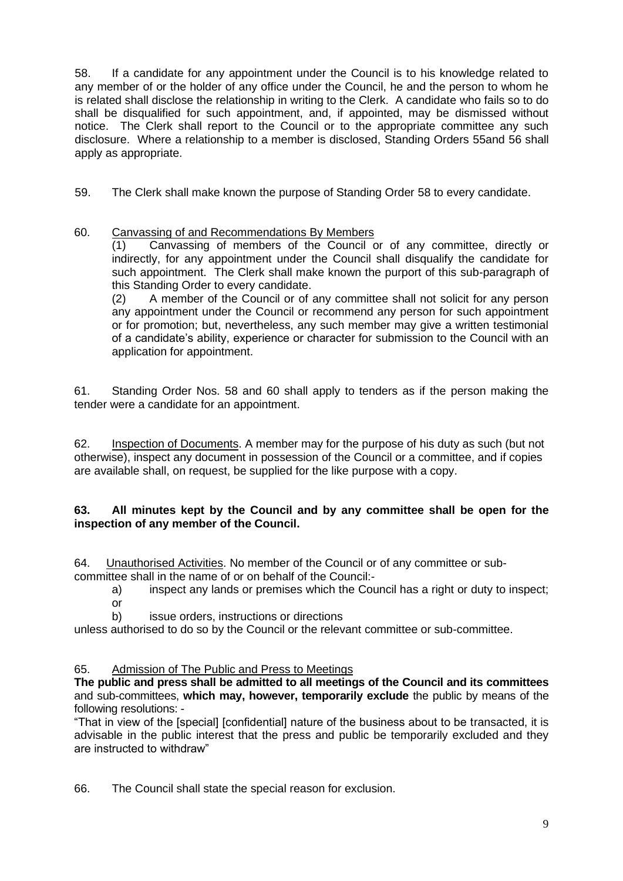58. If a candidate for any appointment under the Council is to his knowledge related to any member of or the holder of any office under the Council, he and the person to whom he is related shall disclose the relationship in writing to the Clerk. A candidate who fails so to do shall be disqualified for such appointment, and, if appointed, may be dismissed without notice. The Clerk shall report to the Council or to the appropriate committee any such disclosure. Where a relationship to a member is disclosed, Standing Orders 55and 56 shall apply as appropriate.

59. The Clerk shall make known the purpose of Standing Order 58 to every candidate.

60. Canvassing of and Recommendations By Members

(1) Canvassing of members of the Council or of any committee, directly or indirectly, for any appointment under the Council shall disqualify the candidate for such appointment. The Clerk shall make known the purport of this sub-paragraph of this Standing Order to every candidate.

(2) A member of the Council or of any committee shall not solicit for any person any appointment under the Council or recommend any person for such appointment or for promotion; but, nevertheless, any such member may give a written testimonial of a candidate's ability, experience or character for submission to the Council with an application for appointment.

61. Standing Order Nos. 58 and 60 shall apply to tenders as if the person making the tender were a candidate for an appointment.

62. Inspection of Documents. A member may for the purpose of his duty as such (but not otherwise), inspect any document in possession of the Council or a committee, and if copies are available shall, on request, be supplied for the like purpose with a copy.

**63. All minutes kept by the Council and by any committee shall be open for the inspection of any member of the Council.**

64. Unauthorised Activities. No member of the Council or of any committee or sub-committee shall in the name of or on behalf of the Council:-

a) inspect any lands or premises which the Council has a right or duty to inspect; or

b) issue orders, instructions or directions

unless authorised to do so by the Council or the relevant committee or sub-committee.

65. Admission of The Public and Press to Meetings

**The public and press shall be admitted to all meetings of the Council and its committees** and sub-committees, **which may, however, temporarily exclude** the public by means of the following resolutions: -

"That in view of the [special] [confidential] nature of the business about to be transacted, it is advisable in the public interest that the press and public be temporarily excluded and they are instructed to withdraw"

66. The Council shall state the special reason for exclusion.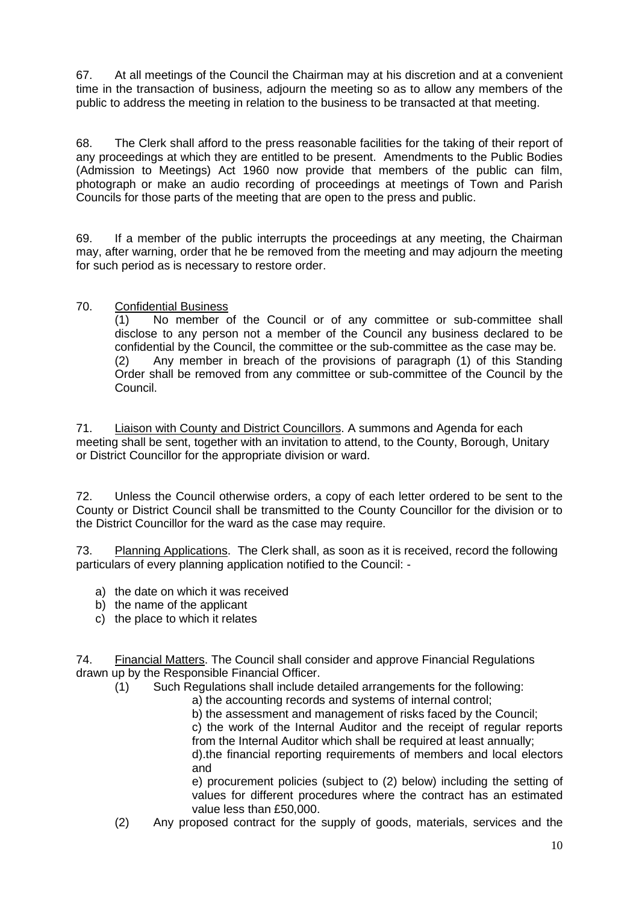67. At all meetings of the Council the Chairman may at his discretion and at a convenient time in the transaction of business, adjourn the meeting so as to allow any members of the public to address the meeting in relation to the business to be transacted at that meeting.

68. The Clerk shall afford to the press reasonable facilities for the taking of their report of any proceedings at which they are entitled to be present. Amendments to the Public Bodies (Admission to Meetings) Act 1960 now provide that members of the public can film, photograph or make an audio recording of proceedings at meetings of Town and Parish Councils for those parts of the meeting that are open to the press and public.

69. If a member of the public interrupts the proceedings at any meeting, the Chairman may, after warning, order that he be removed from the meeting and may adjourn the meeting for such period as is necessary to restore order.

70. Confidential Business

(1) No member of the Council or of any committee or sub-committee shall disclose to any person not a member of the Council any business declared to be confidential by the Council, the committee or the sub-committee as the case may be.

(2) Any member in breach of the provisions of paragraph (1) of this Standing Order shall be removed from any committee or sub-committee of the Council by the Council.

71. Liaison with County and District Councillors. A summons and Agenda for each meeting shall be sent, together with an invitation to attend, to the County, Borough, Unitary or District Councillor for the appropriate division or ward.

72. Unless the Council otherwise orders, a copy of each letter ordered to be sent to the County or District Council shall be transmitted to the County Councillor for the division or to the District Councillor for the ward as the case may require.

73. Planning Applications. The Clerk shall, as soon as it is received, record the following particulars of every planning application notified to the Council: -

a) the date on which it was received
b) the name of the applicant
c) the place to which it relates

74. Financial Matters. The Council shall consider and approve Financial Regulations drawn up by the Responsible Financial Officer.

(1) Such Regulations shall include detailed arrangements for the following:

a) the accounting records and systems of internal control;

b) the assessment and management of risks faced by the Council;

c) the work of the Internal Auditor and the receipt of regular reports from the Internal Auditor which shall be required at least annually;

d).the financial reporting requirements of members and local electors and

e) procurement policies (subject to (2) below) including the setting of values for different procedures where the contract has an estimated value less than £50,000.

(2) Any proposed contract for the supply of goods, materials, services and the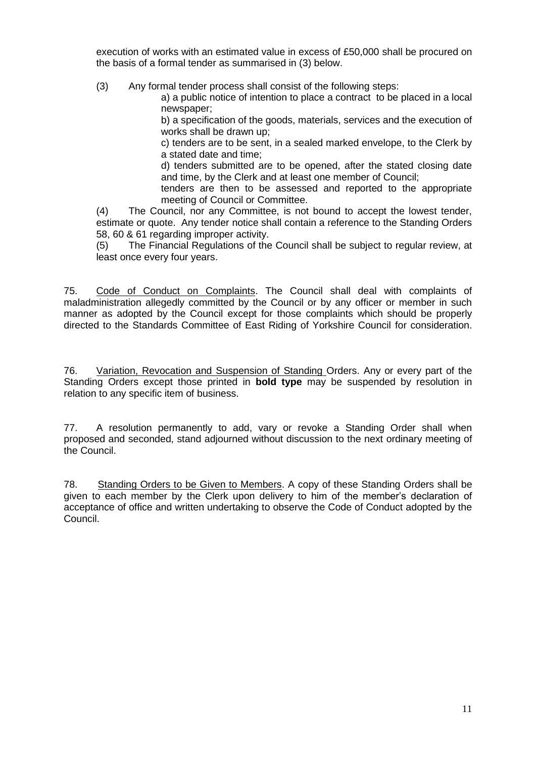execution of works with an estimated value in excess of £50,000 shall be procured on the basis of a formal tender as summarised in (3) below.

(3) Any formal tender process shall consist of the following steps:

a) a public notice of intention to place a contract to be placed in a local newspaper;

b) a specification of the goods, materials, services and the execution of works shall be drawn up;

c) tenders are to be sent, in a sealed marked envelope, to the Clerk by a stated date and time;

d) tenders submitted are to be opened, after the stated closing date and time, by the Clerk and at least one member of Council;

tenders are then to be assessed and reported to the appropriate meeting of Council or Committee.

(4) The Council, nor any Committee, is not bound to accept the lowest tender, estimate or quote. Any tender notice shall contain a reference to the Standing Orders 58, 60 & 61 regarding improper activity.

(5) The Financial Regulations of the Council shall be subject to regular review, at least once every four years.

75. Code of Conduct on Complaints. The Council shall deal with complaints of maladministration allegedly committed by the Council or by any officer or member in such manner as adopted by the Council except for those complaints which should be properly directed to the Standards Committee of East Riding of Yorkshire Council for consideration.

76. Variation, Revocation and Suspension of Standing Orders. Any or every part of the Standing Orders except those printed in **bold type** may be suspended by resolution in relation to any specific item of business.

77. A resolution permanently to add, vary or revoke a Standing Order shall when proposed and seconded, stand adjourned without discussion to the next ordinary meeting of the Council.

78. Standing Orders to be Given to Members. A copy of these Standing Orders shall be given to each member by the Clerk upon delivery to him of the member's declaration of acceptance of office and written undertaking to observe the Code of Conduct adopted by the Council.